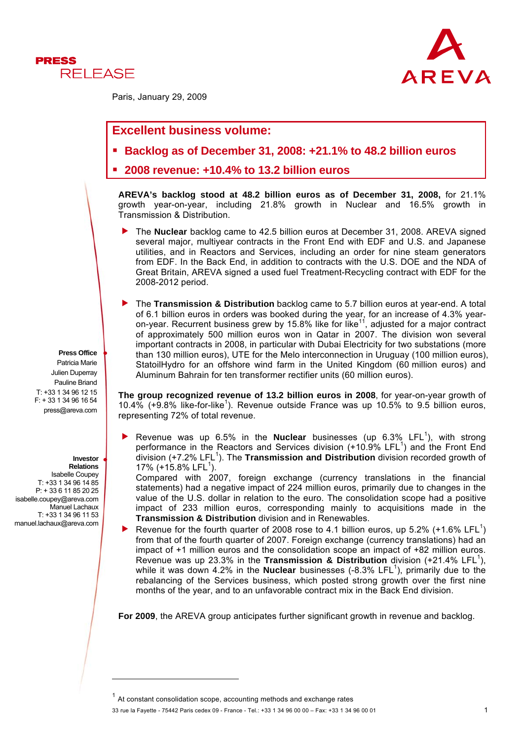PRESS RELEASE

Paris, January 29, 2009

## Excellent business volume:

- **Backlog as of December 31, 2008: +21.1% to 48.2 billion euros**
- **2008 revenue: +10.4% to 13.2 billion euros**

**AREVA's backlog stood at 48.2 billion euros as of December 31, 2008,** for 21.1% growth year-on-year, including 21.8% growth in Nuclear and 16.5% growth in Transmission & Distribution.

- The **Nuclear** backlog came to 42.5 billion euros at December 31, 2008. AREVA signed several major, multiyear contracts in the Front End with EDF and U.S. and Japanese utilities, and in Reactors and Services, including an order for nine steam generators from EDF. In the Back End, in addition to contracts with the U.S. DOE and the NDA of Great Britain, AREVA signed a used fuel Treatment-Recycling contract with EDF for the 2008-2012 period.

- The **Transmission & Distribution** backlog came to 5.7 billion euros at year-end. A total of 6.1 billion euros in orders was booked during the year, for an increase of 4.3% year-on-year. Recurrent business grew by 15.8% like for like[11], adjusted for a major contract of approximately 500 million euros won in Qatar in 2007. The division won several important contracts in 2008, in particular with Dubai Electricity for two substations (more than 130 million euros), UTE for the Melo interconnection in Uruguay (100 million euros), StatoilHydro for an offshore wind farm in the United Kingdom (60 million euros) and Aluminum Bahrain for ten transformer rectifier units (60 million euros).

**The group recognized revenue of 13.2 billion euros in 2008**, for year-on-year growth of 10.4% (+9.8% like-for-like[1]). Revenue outside France was up 10.5% to 9.5 billion euros, representing 72% of total revenue.

- Revenue was up 6.5% in the **Nuclear** businesses (up 6.3% LFL[1]), with strong performance in the Reactors and Services division (+10.9% LFL[1]) and the Front End division (+7.2% LFL[1]). The **Transmission and Distribution** division recorded growth of 17% (+15.8% LFL[1]).
  Compared with 2007, foreign exchange (currency translations in the financial statements) had a negative impact of 224 million euros, primarily due to changes in the value of the U.S. dollar in relation to the euro. The consolidation scope had a positive impact of 233 million euros, corresponding mainly to acquisitions made in the **Transmission & Distribution** division and in Renewables.
- Revenue for the fourth quarter of 2008 rose to 4.1 billion euros, up 5.2% (+1.6% LFL[1]) from that of the fourth quarter of 2007. Foreign exchange (currency translations) had an impact of +1 million euros and the consolidation scope an impact of +82 million euros. Revenue was up 23.3% in the **Transmission & Distribution** division (+21.4% LFL[1]), while it was down 4.2% in the **Nuclear** businesses (-8.3% LFL[1]), primarily due to the rebalancing of the Services business, which posted strong growth over the first nine months of the year, and to an unfavorable contract mix in the Back End division.

**For 2009**, the AREVA group anticipates further significant growth in revenue and backlog.

**Press Office**
Patricia Marie
Julien Duperray
Pauline Briand
T: +33 1 34 96 12 15
F: + 33 1 34 96 16 54
press@areva.com

**Investor Relations**
Isabelle Coupey
T: +33 1 34 96 14 85
P: + 33 6 11 85 20 25
isabelle.coupey@areva.com
Manuel Lachaux
T: +33 1 34 96 11 53
manuel.lachaux@areva.com

[1] At constant consolidation scope, accounting methods and exchange rates

33 rue la Fayette - 75442 Paris cedex 09 - France - Tel.: +33 1 34 96 00 00 – Fax: +33 1 34 96 00 01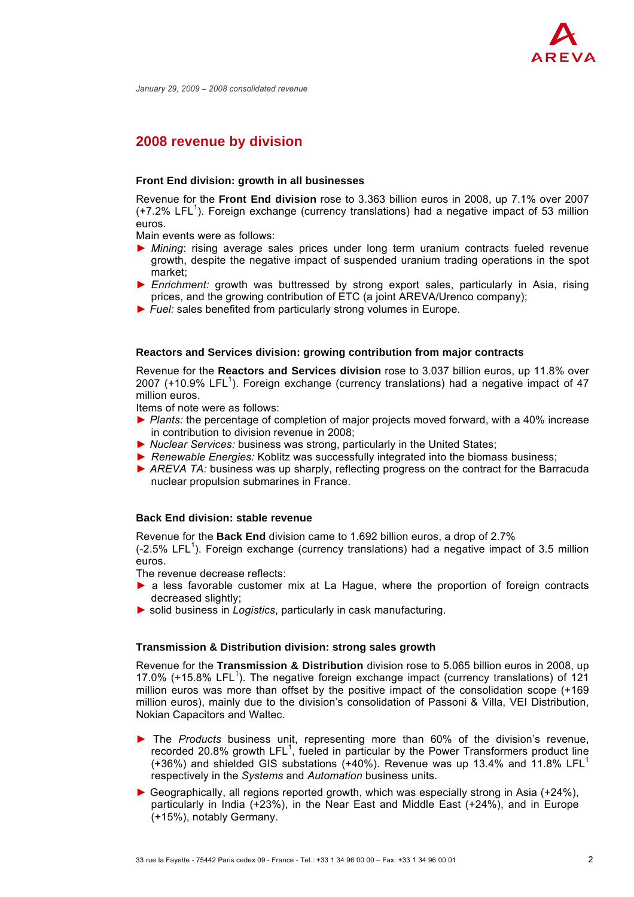## 2008 revenue by division

### Front End division: growth in all businesses

Revenue for the **Front End division** rose to 3.363 billion euros in 2008, up 7.1% over 2007 (+7.2% LFL[1]). Foreign exchange (currency translations) had a negative impact of 53 million euros.

Main events were as follows:

- *Mining*: rising average sales prices under long term uranium contracts fueled revenue growth, despite the negative impact of suspended uranium trading operations in the spot market;
- *Enrichment:* growth was buttressed by strong export sales, particularly in Asia, rising prices, and the growing contribution of ETC (a joint AREVA/Urenco company);
- *Fuel:* sales benefited from particularly strong volumes in Europe.

### Reactors and Services division: growing contribution from major contracts

Revenue for the **Reactors and Services division** rose to 3.037 billion euros, up 11.8% over 2007 (+10.9% LFL[1]). Foreign exchange (currency translations) had a negative impact of 47 million euros.

Items of note were as follows:

- *Plants:* the percentage of completion of major projects moved forward, with a 40% increase in contribution to division revenue in 2008;
- *Nuclear Services:* business was strong, particularly in the United States;
- *Renewable Energies:* Koblitz was successfully integrated into the biomass business;
- *AREVA TA:* business was up sharply, reflecting progress on the contract for the Barracuda nuclear propulsion submarines in France.

### Back End division: stable revenue

Revenue for the **Back End** division came to 1.692 billion euros, a drop of 2.7% (-2.5% LFL[1]). Foreign exchange (currency translations) had a negative impact of 3.5 million euros.

The revenue decrease reflects:

- a less favorable customer mix at La Hague, where the proportion of foreign contracts decreased slightly;
- solid business in *Logistics*, particularly in cask manufacturing.

### Transmission & Distribution division: strong sales growth

Revenue for the **Transmission & Distribution** division rose to 5.065 billion euros in 2008, up 17.0% (+15.8% LFL[1]). The negative foreign exchange impact (currency translations) of 121 million euros was more than offset by the positive impact of the consolidation scope (+169 million euros), mainly due to the division's consolidation of Passoni & Villa, VEI Distribution, Nokian Capacitors and Waltec.

- The *Products* business unit, representing more than 60% of the division's revenue, recorded 20.8% growth LFL[1], fueled in particular by the Power Transformers product line (+36%) and shielded GIS substations (+40%). Revenue was up 13.4% and 11.8% LFL[1] respectively in the *Systems* and *Automation* business units.
- Geographically, all regions reported growth, which was especially strong in Asia (+24%), particularly in India (+23%), in the Near East and Middle East (+24%), and in Europe (+15%), notably Germany.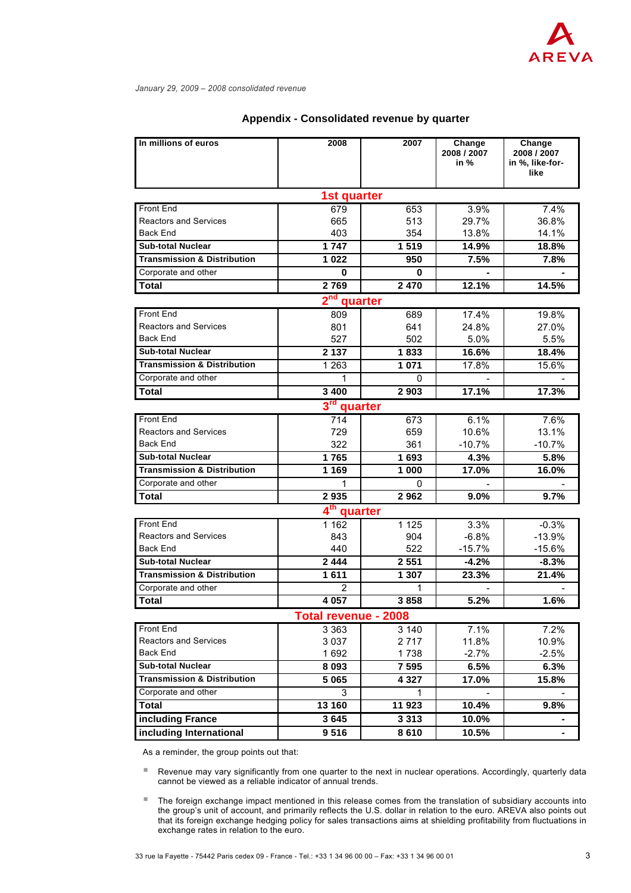*January 29, 2009 – 2008 consolidated revenue*

## Appendix - Consolidated revenue by quarter

| In millions of euros | 2008 | 2007 | Change 2008 / 2007 in % | Change 2008 / 2007 in %, like-for-like |
|---|---|---|---|---|
| **1st quarter** | | | | |
| Front End | 679 | 653 | 3.9% | 7.4% |
| Reactors and Services | 665 | 513 | 29.7% | 36.8% |
| Back End | 403 | 354 | 13.8% | 14.1% |
| **Sub-total Nuclear** | **1 747** | **1 519** | **14.9%** | **18.8%** |
| **Transmission & Distribution** | **1 022** | **950** | **7.5%** | **7.8%** |
| Corporate and other | **0** | **0** | **-** | **-** |
| **Total** | **2 769** | **2 470** | **12.1%** | **14.5%** |
| **2nd quarter** | | | | |
| Front End | 809 | 689 | 17.4% | 19.8% |
| Reactors and Services | 801 | 641 | 24.8% | 27.0% |
| Back End | 527 | 502 | 5.0% | 5.5% |
| **Sub-total Nuclear** | **2 137** | **1 833** | **16.6%** | **18.4%** |
| **Transmission & Distribution** | 1 263 | **1 071** | 17.8% | 15.6% |
| Corporate and other | 1 | 0 | - | - |
| **Total** | **3 400** | **2 903** | **17.1%** | **17.3%** |
| **3rd quarter** | | | | |
| Front End | 714 | 673 | 6.1% | 7.6% |
| Reactors and Services | 729 | 659 | 10.6% | 13.1% |
| Back End | 322 | 361 | -10.7% | -10.7% |
| **Sub-total Nuclear** | **1 765** | **1 693** | **4.3%** | **5.8%** |
| **Transmission & Distribution** | **1 169** | **1 000** | **17.0%** | **16.0%** |
| Corporate and other | 1 | 0 | - | - |
| **Total** | **2 935** | **2 962** | **9.0%** | **9.7%** |
| **4th quarter** | | | | |
| Front End | 1 162 | 1 125 | 3.3% | -0.3% |
| Reactors and Services | 843 | 904 | -6.8% | -13.9% |
| Back End | 440 | 522 | -15.7% | -15.6% |
| **Sub-total Nuclear** | **2 444** | **2 551** | **-4.2%** | **-8.3%** |
| **Transmission & Distribution** | **1 611** | **1 307** | **23.3%** | **21.4%** |
| Corporate and other | 2 | 1 | - | - |
| **Total** | **4 057** | **3 858** | **5.2%** | **1.6%** |
| **Total revenue - 2008** | | | | |
| Front End | 3 363 | 3 140 | 7.1% | 7.2% |
| Reactors and Services | 3 037 | 2 717 | 11.8% | 10.9% |
| Back End | 1 692 | 1 738 | -2.7% | -2.5% |
| **Sub-total Nuclear** | **8 093** | **7 595** | **6.5%** | **6.3%** |
| **Transmission & Distribution** | **5 065** | **4 327** | **17.0%** | **15.8%** |
| Corporate and other | 3 | 1 | - | - |
| **Total** | **13 160** | **11 923** | **10.4%** | **9.8%** |
| **including France** | **3 645** | **3 313** | **10.0%** | **-** |
| **including International** | **9 516** | **8 610** | **10.5%** | **-** |

As a reminder, the group points out that:

- Revenue may vary significantly from one quarter to the next in nuclear operations. Accordingly, quarterly data cannot be viewed as a reliable indicator of annual trends.
- The foreign exchange impact mentioned in this release comes from the translation of subsidiary accounts into the group's unit of account, and primarily reflects the U.S. dollar in relation to the euro. AREVA also points out that its foreign exchange hedging policy for sales transactions aims at shielding profitability from fluctuations in exchange rates in relation to the euro.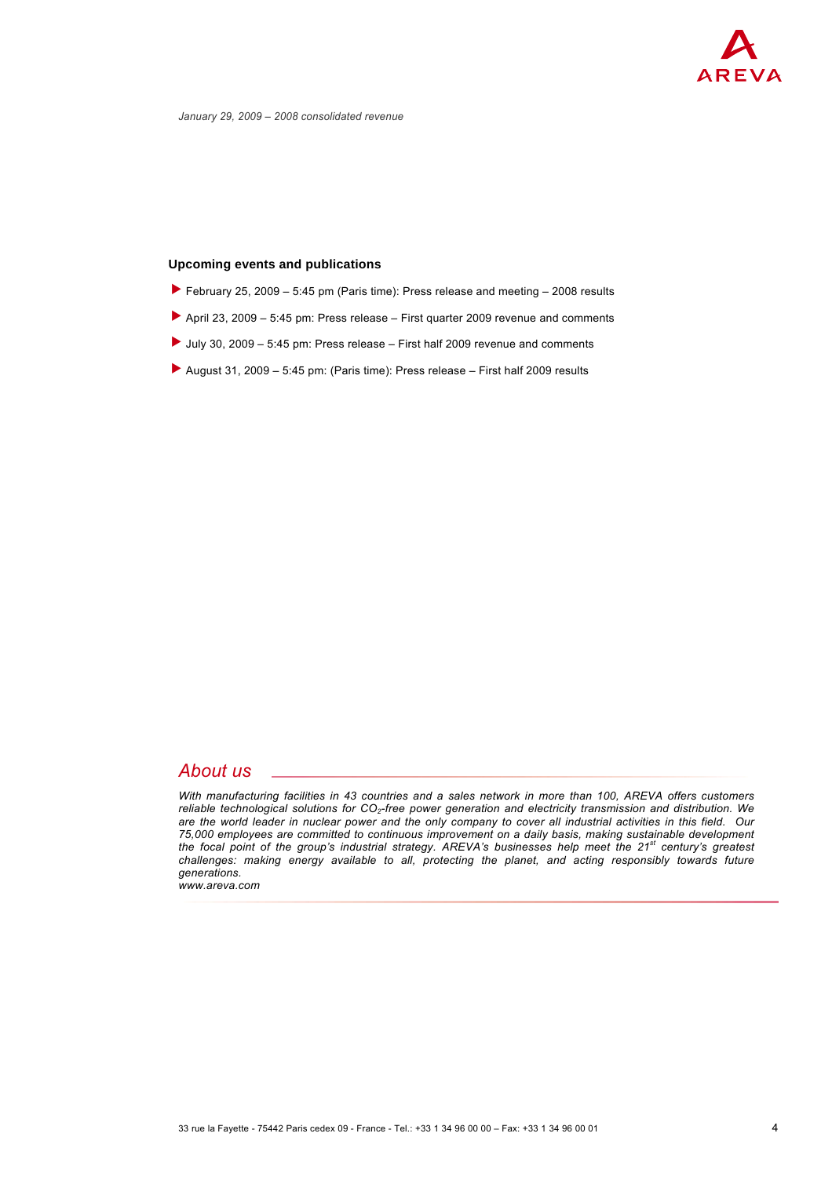## Upcoming events and publications

- February 25, 2009 – 5:45 pm (Paris time): Press release and meeting – 2008 results
- April 23, 2009 – 5:45 pm: Press release – First quarter 2009 revenue and comments
- July 30, 2009 – 5:45 pm: Press release – First half 2009 revenue and comments
- August 31, 2009 – 5:45 pm: (Paris time): Press release – First half 2009 results

## *About us*

*With manufacturing facilities in 43 countries and a sales network in more than 100, AREVA offers customers reliable technological solutions for $CO_2$-free power generation and electricity transmission and distribution. We are the world leader in nuclear power and the only company to cover all industrial activities in this field. Our 75,000 employees are committed to continuous improvement on a daily basis, making sustainable development the focal point of the group's industrial strategy. AREVA's businesses help meet the 21st century's greatest challenges: making energy available to all, protecting the planet, and acting responsibly towards future generations.*
*www.areva.com*